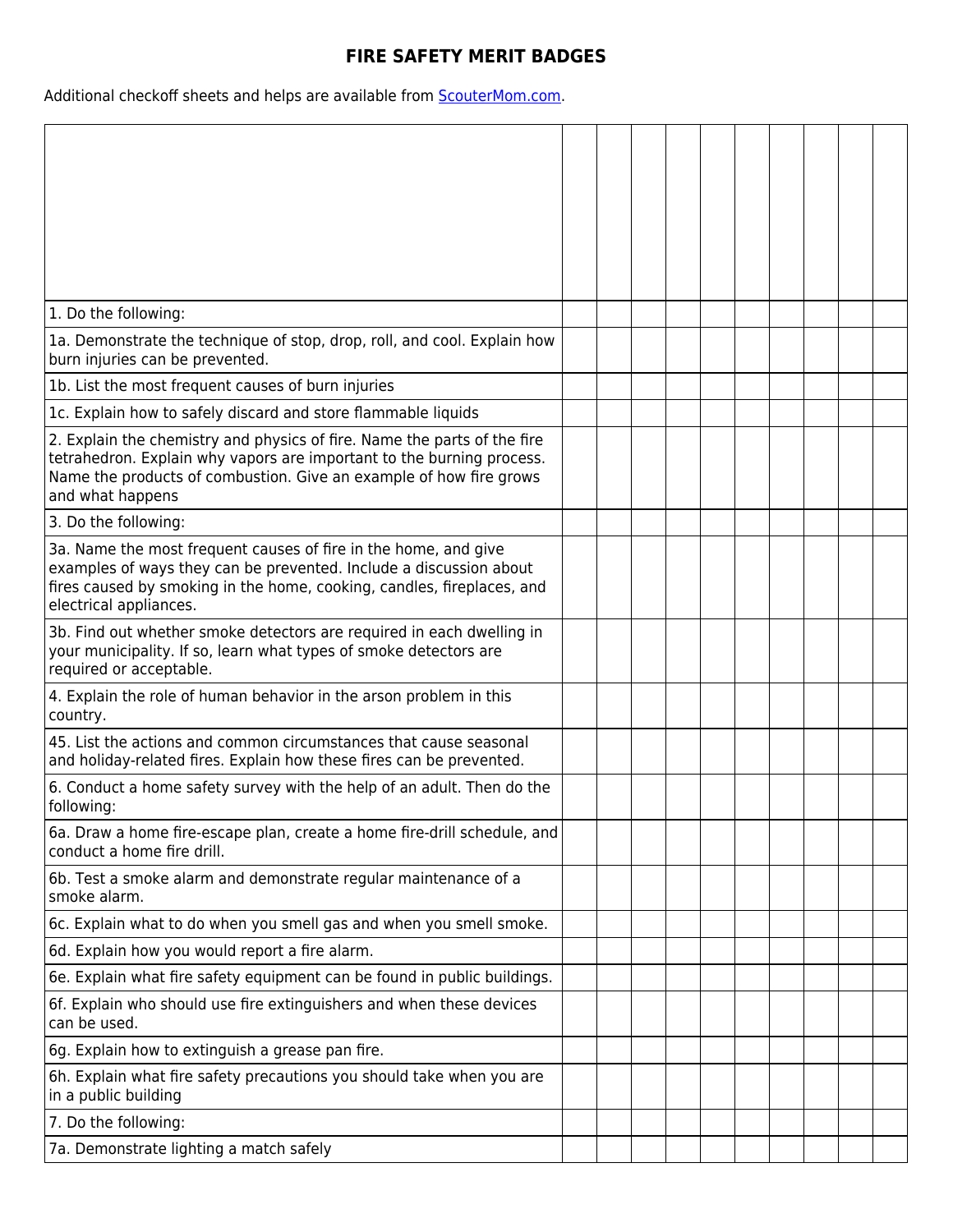# FIRE SAFETY MERIT BADGES

Additional checkoff sheets and helps are available from [ScouterMom.com](ScouterMom.com).

| | | | | | | | | | | |
|---|---|---|---|---|---|---|---|---|---|---|
| 1. Do the following: | | | | | | | | | | |
| 1a. Demonstrate the technique of stop, drop, roll, and cool. Explain how burn injuries can be prevented. | | | | | | | | | | |
| 1b. List the most frequent causes of burn injuries | | | | | | | | | | |
| 1c. Explain how to safely discard and store flammable liquids | | | | | | | | | | |
| 2. Explain the chemistry and physics of fire. Name the parts of the fire tetrahedron. Explain why vapors are important to the burning process. Name the products of combustion. Give an example of how fire grows and what happens | | | | | | | | | | |
| 3. Do the following: | | | | | | | | | | |
| 3a. Name the most frequent causes of fire in the home, and give examples of ways they can be prevented. Include a discussion about fires caused by smoking in the home, cooking, candles, fireplaces, and electrical appliances. | | | | | | | | | | |
| 3b. Find out whether smoke detectors are required in each dwelling in your municipality. If so, learn what types of smoke detectors are required or acceptable. | | | | | | | | | | |
| 4. Explain the role of human behavior in the arson problem in this country. | | | | | | | | | | |
| 45. List the actions and common circumstances that cause seasonal and holiday-related fires. Explain how these fires can be prevented. | | | | | | | | | | |
| 6. Conduct a home safety survey with the help of an adult. Then do the following: | | | | | | | | | | |
| 6a. Draw a home fire-escape plan, create a home fire-drill schedule, and conduct a home fire drill. | | | | | | | | | | |
| 6b. Test a smoke alarm and demonstrate regular maintenance of a smoke alarm. | | | | | | | | | | |
| 6c. Explain what to do when you smell gas and when you smell smoke. | | | | | | | | | | |
| 6d. Explain how you would report a fire alarm. | | | | | | | | | | |
| 6e. Explain what fire safety equipment can be found in public buildings. | | | | | | | | | | |
| 6f. Explain who should use fire extinguishers and when these devices can be used. | | | | | | | | | | |
| 6g. Explain how to extinguish a grease pan fire. | | | | | | | | | | |
| 6h. Explain what fire safety precautions you should take when you are in a public building | | | | | | | | | | |
| 7. Do the following: | | | | | | | | | | |
| 7a. Demonstrate lighting a match safely | | | | | | | | | | |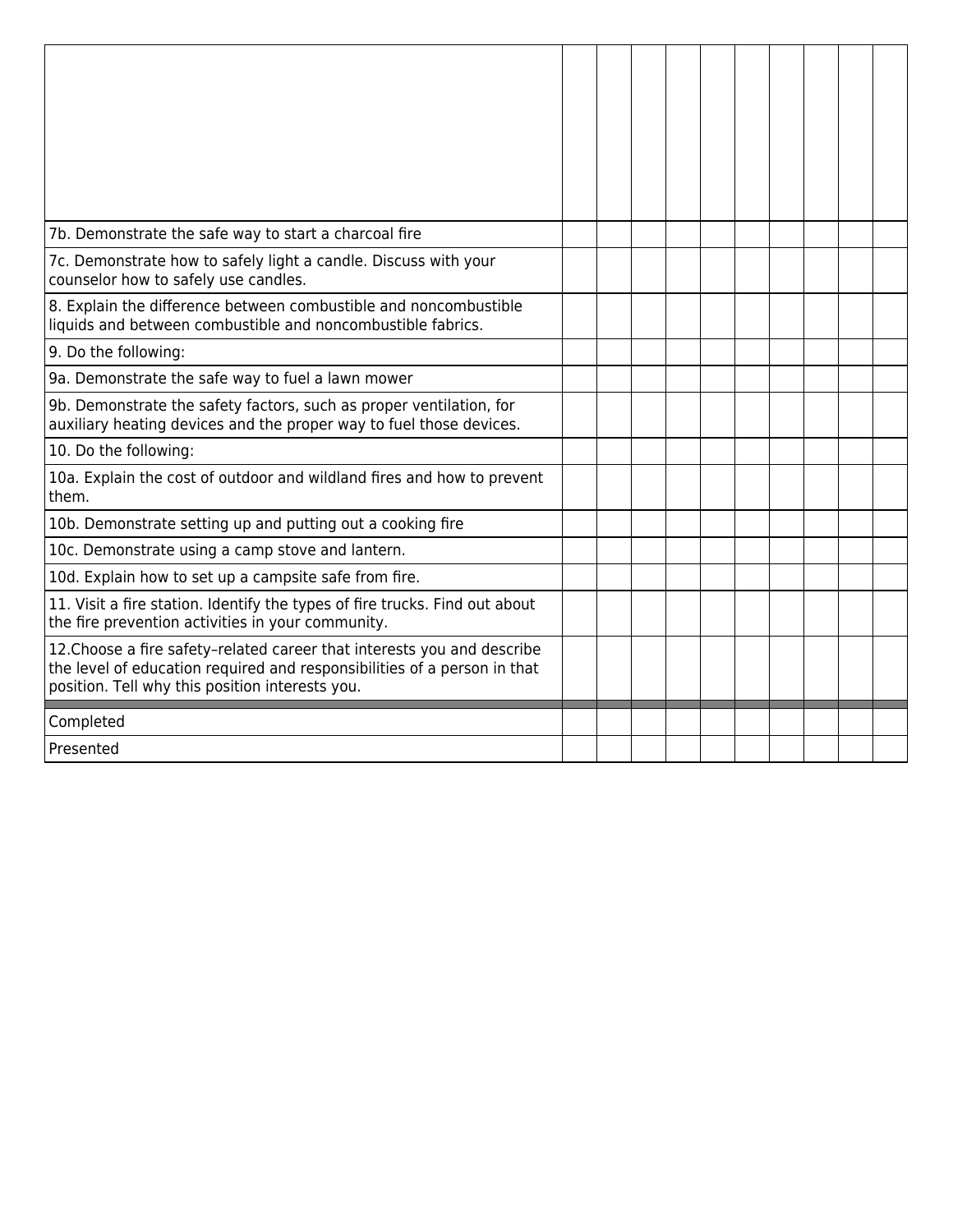| | | | | | | | | | | |
|---|---|---|---|---|---|---|---|---|---|---|
| 7b. Demonstrate the safe way to start a charcoal fire | | | | | | | | | | |
| 7c. Demonstrate how to safely light a candle. Discuss with your counselor how to safely use candles. | | | | | | | | | | |
| 8. Explain the difference between combustible and noncombustible liquids and between combustible and noncombustible fabrics. | | | | | | | | | | |
| 9. Do the following: | | | | | | | | | | |
| 9a. Demonstrate the safe way to fuel a lawn mower | | | | | | | | | | |
| 9b. Demonstrate the safety factors, such as proper ventilation, for auxiliary heating devices and the proper way to fuel those devices. | | | | | | | | | | |
| 10. Do the following: | | | | | | | | | | |
| 10a. Explain the cost of outdoor and wildland fires and how to prevent them. | | | | | | | | | | |
| 10b. Demonstrate setting up and putting out a cooking fire | | | | | | | | | | |
| 10c. Demonstrate using a camp stove and lantern. | | | | | | | | | | |
| 10d. Explain how to set up a campsite safe from fire. | | | | | | | | | | |
| 11. Visit a fire station. Identify the types of fire trucks. Find out about the fire prevention activities in your community. | | | | | | | | | | |
| 12.Choose a fire safety–related career that interests you and describe the level of education required and responsibilities of a person in that position. Tell why this position interests you. | | | | | | | | | | |
| Completed | | | | | | | | | | |
| Presented | | | | | | | | | | |